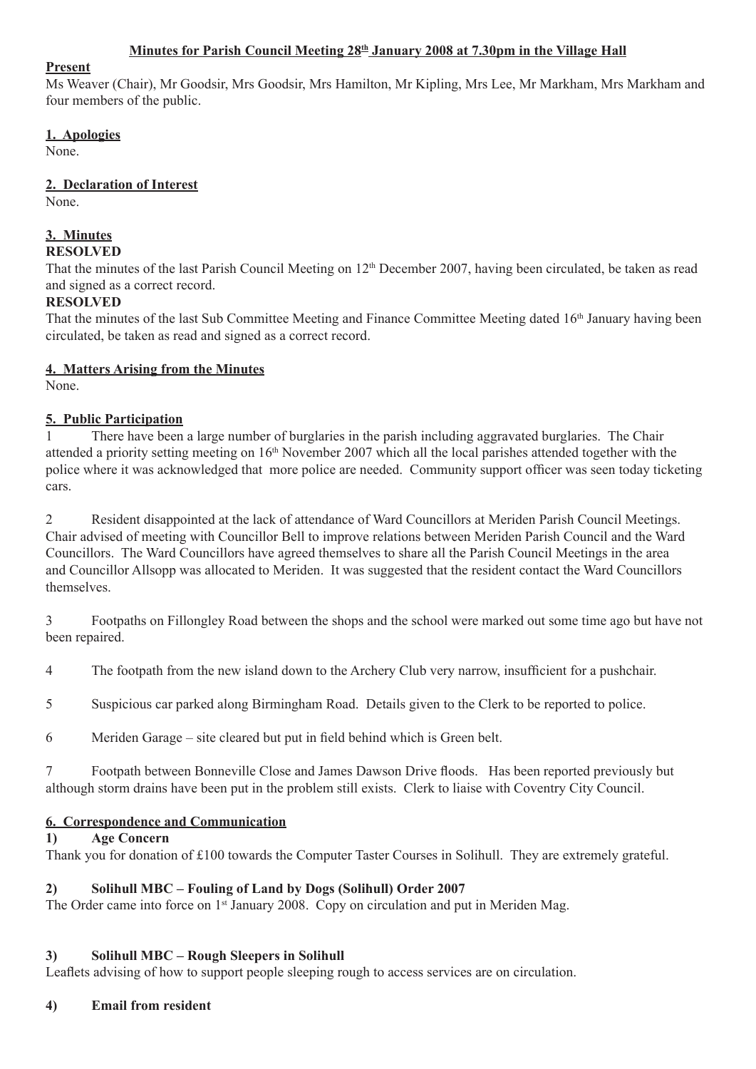# Minutes for Parish Council Meeting 28th January 2008 at 7.30pm in the Village Hall

**Present**

Ms Weaver (Chair), Mr Goodsir, Mrs Goodsir, Mrs Hamilton, Mr Kipling, Mrs Lee, Mr Markham, Mrs Markham and four members of the public.

## 1. Apologies

None.

## 2. Declaration of Interest

None.

## 3. Minutes

**RESOLVED**

That the minutes of the last Parish Council Meeting on 12th December 2007, having been circulated, be taken as read and signed as a correct record.

**RESOLVED**

That the minutes of the last Sub Committee Meeting and Finance Committee Meeting dated 16th January having been circulated, be taken as read and signed as a correct record.

## 4. Matters Arising from the Minutes

None.

## 5. Public Participation

1 There have been a large number of burglaries in the parish including aggravated burglaries. The Chair attended a priority setting meeting on 16th November 2007 which all the local parishes attended together with the police where it was acknowledged that more police are needed. Community support officer was seen today ticketing cars.

2 Resident disappointed at the lack of attendance of Ward Councillors at Meriden Parish Council Meetings. Chair advised of meeting with Councillor Bell to improve relations between Meriden Parish Council and the Ward Councillors. The Ward Councillors have agreed themselves to share all the Parish Council Meetings in the area and Councillor Allsopp was allocated to Meriden. It was suggested that the resident contact the Ward Councillors themselves.

3 Footpaths on Fillongley Road between the shops and the school were marked out some time ago but have not been repaired.

4 The footpath from the new island down to the Archery Club very narrow, insufficient for a pushchair.

5 Suspicious car parked along Birmingham Road. Details given to the Clerk to be reported to police.

6 Meriden Garage – site cleared but put in field behind which is Green belt.

7 Footpath between Bonneville Close and James Dawson Drive floods. Has been reported previously but although storm drains have been put in the problem still exists. Clerk to liaise with Coventry City Council.

## 6. Correspondence and Communication

### 1) Age Concern

Thank you for donation of £100 towards the Computer Taster Courses in Solihull. They are extremely grateful.

### 2) Solihull MBC – Fouling of Land by Dogs (Solihull) Order 2007

The Order came into force on 1st January 2008. Copy on circulation and put in Meriden Mag.

### 3) Solihull MBC – Rough Sleepers in Solihull

Leaflets advising of how to support people sleeping rough to access services are on circulation.

### 4) Email from resident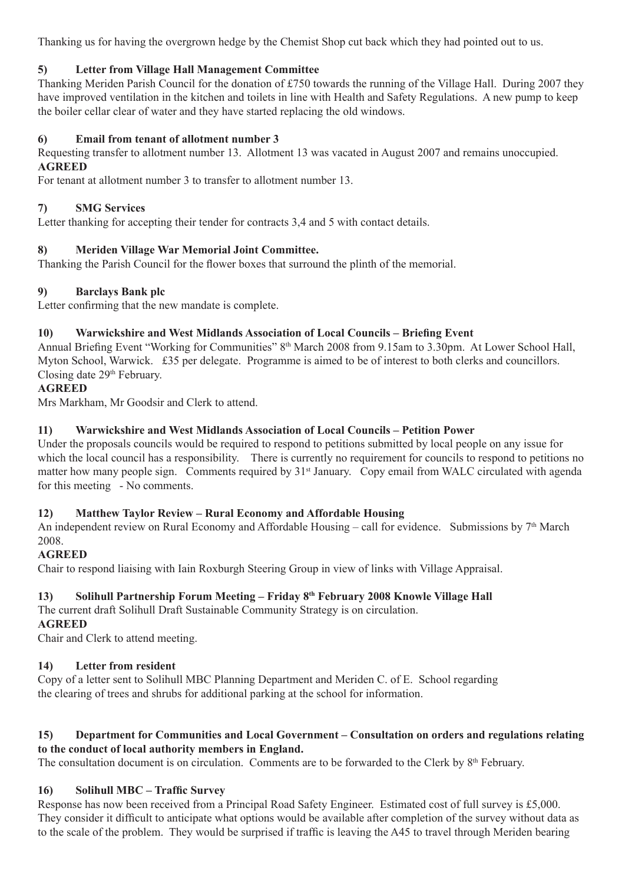Thanking us for having the overgrown hedge by the Chemist Shop cut back which they had pointed out to us.

### 5) Letter from Village Hall Management Committee

Thanking Meriden Parish Council for the donation of £750 towards the running of the Village Hall. During 2007 they have improved ventilation in the kitchen and toilets in line with Health and Safety Regulations. A new pump to keep the boiler cellar clear of water and they have started replacing the old windows.

### 6) Email from tenant of allotment number 3

Requesting transfer to allotment number 13. Allotment 13 was vacated in August 2007 and remains unoccupied.

**AGREED**

For tenant at allotment number 3 to transfer to allotment number 13.

### 7) SMG Services

Letter thanking for accepting their tender for contracts 3,4 and 5 with contact details.

### 8) Meriden Village War Memorial Joint Committee.

Thanking the Parish Council for the flower boxes that surround the plinth of the memorial.

### 9) Barclays Bank plc

Letter confirming that the new mandate is complete.

### 10) Warwickshire and West Midlands Association of Local Councils – Briefing Event

Annual Briefing Event "Working for Communities" 8th March 2008 from 9.15am to 3.30pm. At Lower School Hall, Myton School, Warwick. £35 per delegate. Programme is aimed to be of interest to both clerks and councillors. Closing date 29th February.

**AGREED**

Mrs Markham, Mr Goodsir and Clerk to attend.

### 11) Warwickshire and West Midlands Association of Local Councils – Petition Power

Under the proposals councils would be required to respond to petitions submitted by local people on any issue for which the local council has a responsibility. There is currently no requirement for councils to respond to petitions no matter how many people sign. Comments required by 31st January. Copy email from WALC circulated with agenda for this meeting - No comments.

### 12) Matthew Taylor Review – Rural Economy and Affordable Housing

An independent review on Rural Economy and Affordable Housing – call for evidence. Submissions by 7th March 2008.

**AGREED**

Chair to respond liaising with Iain Roxburgh Steering Group in view of links with Village Appraisal.

### 13) Solihull Partnership Forum Meeting – Friday 8th February 2008 Knowle Village Hall

The current draft Solihull Draft Sustainable Community Strategy is on circulation.

**AGREED**

Chair and Clerk to attend meeting.

### 14) Letter from resident

Copy of a letter sent to Solihull MBC Planning Department and Meriden C. of E. School regarding the clearing of trees and shrubs for additional parking at the school for information.

### 15) Department for Communities and Local Government – Consultation on orders and regulations relating to the conduct of local authority members in England.

The consultation document is on circulation. Comments are to be forwarded to the Clerk by 8th February.

### 16) Solihull MBC – Traffic Survey

Response has now been received from a Principal Road Safety Engineer. Estimated cost of full survey is £5,000. They consider it difficult to anticipate what options would be available after completion of the survey without data as to the scale of the problem. They would be surprised if traffic is leaving the A45 to travel through Meriden bearing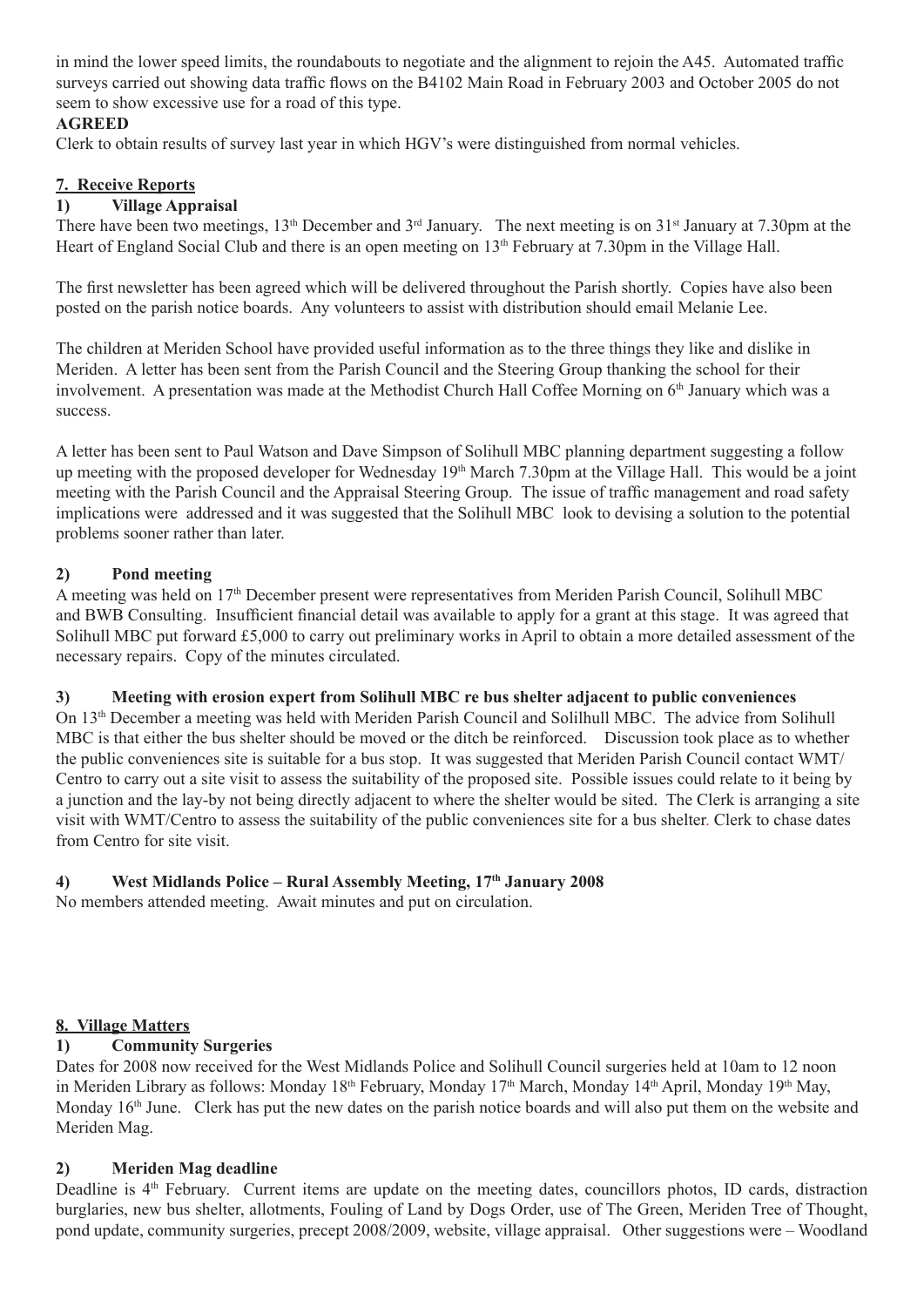in mind the lower speed limits, the roundabouts to negotiate and the alignment to rejoin the A45. Automated traffic surveys carried out showing data traffic flows on the B4102 Main Road in February 2003 and October 2005 do not seem to show excessive use for a road of this type.

**AGREED**

Clerk to obtain results of survey last year in which HGV's were distinguished from normal vehicles.

## 7. Receive Reports

### 1) Village Appraisal

There have been two meetings, 13th December and 3rd January. The next meeting is on 31st January at 7.30pm at the Heart of England Social Club and there is an open meeting on 13th February at 7.30pm in the Village Hall.

The first newsletter has been agreed which will be delivered throughout the Parish shortly. Copies have also been posted on the parish notice boards. Any volunteers to assist with distribution should email Melanie Lee.

The children at Meriden School have provided useful information as to the three things they like and dislike in Meriden. A letter has been sent from the Parish Council and the Steering Group thanking the school for their involvement. A presentation was made at the Methodist Church Hall Coffee Morning on 6th January which was a success.

A letter has been sent to Paul Watson and Dave Simpson of Solihull MBC planning department suggesting a follow up meeting with the proposed developer for Wednesday 19th March 7.30pm at the Village Hall. This would be a joint meeting with the Parish Council and the Appraisal Steering Group. The issue of traffic management and road safety implications were addressed and it was suggested that the Solihull MBC look to devising a solution to the potential problems sooner rather than later.

### 2) Pond meeting

A meeting was held on 17th December present were representatives from Meriden Parish Council, Solihull MBC and BWB Consulting. Insufficient financial detail was available to apply for a grant at this stage. It was agreed that Solihull MBC put forward £5,000 to carry out preliminary works in April to obtain a more detailed assessment of the necessary repairs. Copy of the minutes circulated.

### 3) Meeting with erosion expert from Solihull MBC re bus shelter adjacent to public conveniences

On 13th December a meeting was held with Meriden Parish Council and Solilhull MBC. The advice from Solihull MBC is that either the bus shelter should be moved or the ditch be reinforced. Discussion took place as to whether the public conveniences site is suitable for a bus stop. It was suggested that Meriden Parish Council contact WMT/ Centro to carry out a site visit to assess the suitability of the proposed site. Possible issues could relate to it being by a junction and the lay-by not being directly adjacent to where the shelter would be sited. The Clerk is arranging a site visit with WMT/Centro to assess the suitability of the public conveniences site for a bus shelter. Clerk to chase dates from Centro for site visit.

### 4) West Midlands Police – Rural Assembly Meeting, 17th January 2008

No members attended meeting. Await minutes and put on circulation.

## 8. Village Matters

### 1) Community Surgeries

Dates for 2008 now received for the West Midlands Police and Solihull Council surgeries held at 10am to 12 noon in Meriden Library as follows: Monday 18th February, Monday 17th March, Monday 14th April, Monday 19th May, Monday 16th June. Clerk has put the new dates on the parish notice boards and will also put them on the website and Meriden Mag.

### 2) Meriden Mag deadline

Deadline is 4th February. Current items are update on the meeting dates, councillors photos, ID cards, distraction burglaries, new bus shelter, allotments, Fouling of Land by Dogs Order, use of The Green, Meriden Tree of Thought, pond update, community surgeries, precept 2008/2009, website, village appraisal. Other suggestions were – Woodland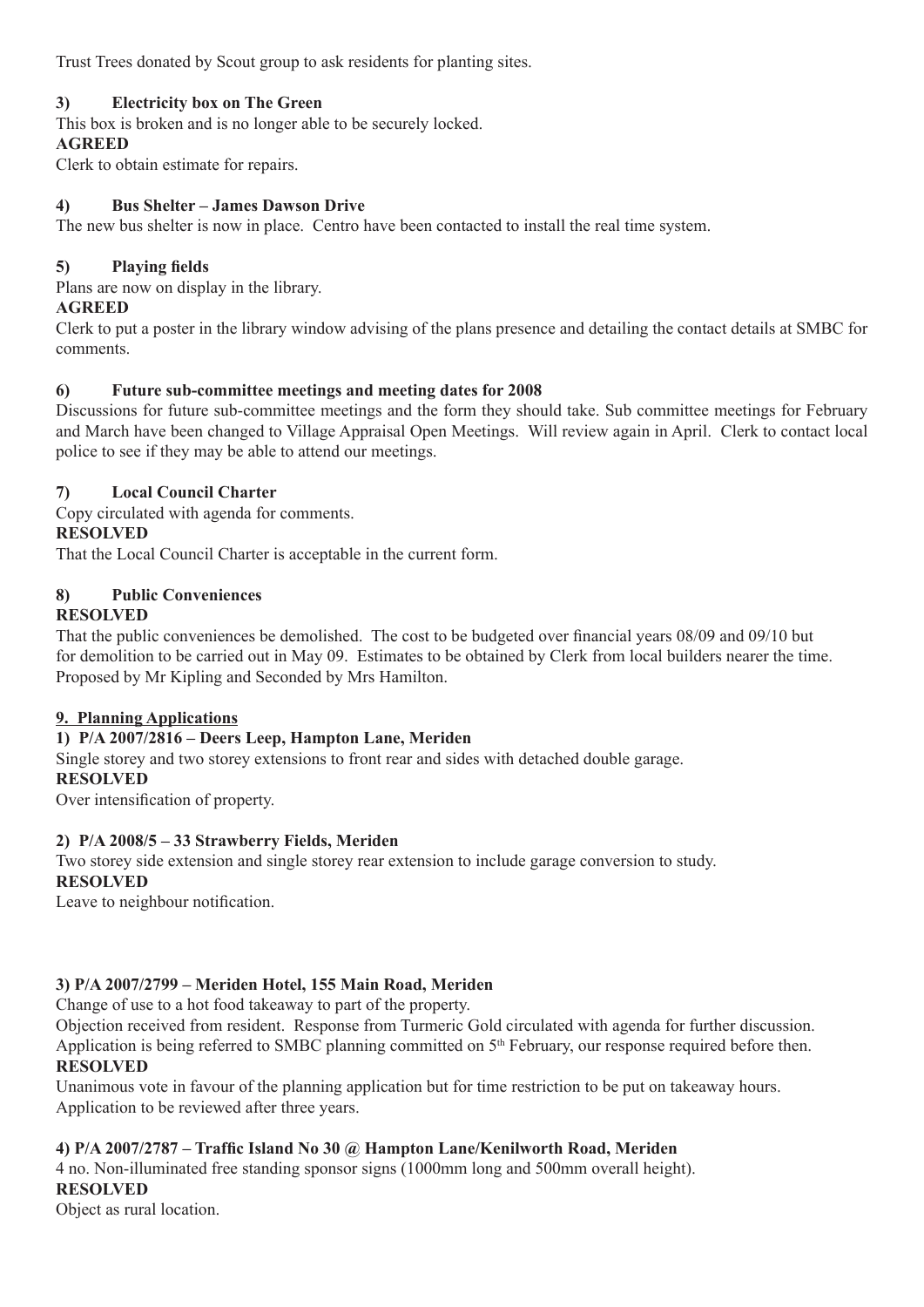Trust Trees donated by Scout group to ask residents for planting sites.

**3) Electricity box on The Green**

This box is broken and is no longer able to be securely locked.

**AGREED**

Clerk to obtain estimate for repairs.

**4) Bus Shelter – James Dawson Drive**

The new bus shelter is now in place. Centro have been contacted to install the real time system.

**5) Playing fields**

Plans are now on display in the library.

**AGREED**

Clerk to put a poster in the library window advising of the plans presence and detailing the contact details at SMBC for comments.

**6) Future sub-committee meetings and meeting dates for 2008**

Discussions for future sub-committee meetings and the form they should take. Sub committee meetings for February and March have been changed to Village Appraisal Open Meetings. Will review again in April. Clerk to contact local police to see if they may be able to attend our meetings.

**7) Local Council Charter**

Copy circulated with agenda for comments.

**RESOLVED**

That the Local Council Charter is acceptable in the current form.

**8) Public Conveniences**

**RESOLVED**

That the public conveniences be demolished. The cost to be budgeted over financial years 08/09 and 09/10 but for demolition to be carried out in May 09. Estimates to be obtained by Clerk from local builders nearer the time. Proposed by Mr Kipling and Seconded by Mrs Hamilton.

**9. Planning Applications**

**1) P/A 2007/2816 – Deers Leep, Hampton Lane, Meriden**

Single storey and two storey extensions to front rear and sides with detached double garage.

**RESOLVED**

Over intensification of property.

**2) P/A 2008/5 – 33 Strawberry Fields, Meriden**

Two storey side extension and single storey rear extension to include garage conversion to study.

**RESOLVED**

Leave to neighbour notification.

**3) P/A 2007/2799 – Meriden Hotel, 155 Main Road, Meriden**

Change of use to a hot food takeaway to part of the property.

Objection received from resident. Response from Turmeric Gold circulated with agenda for further discussion. Application is being referred to SMBC planning committed on 5th February, our response required before then.

**RESOLVED**

Unanimous vote in favour of the planning application but for time restriction to be put on takeaway hours. Application to be reviewed after three years.

**4) P/A 2007/2787 – Traffic Island No 30 @ Hampton Lane/Kenilworth Road, Meriden**

4 no. Non-illuminated free standing sponsor signs (1000mm long and 500mm overall height).

**RESOLVED**

Object as rural location.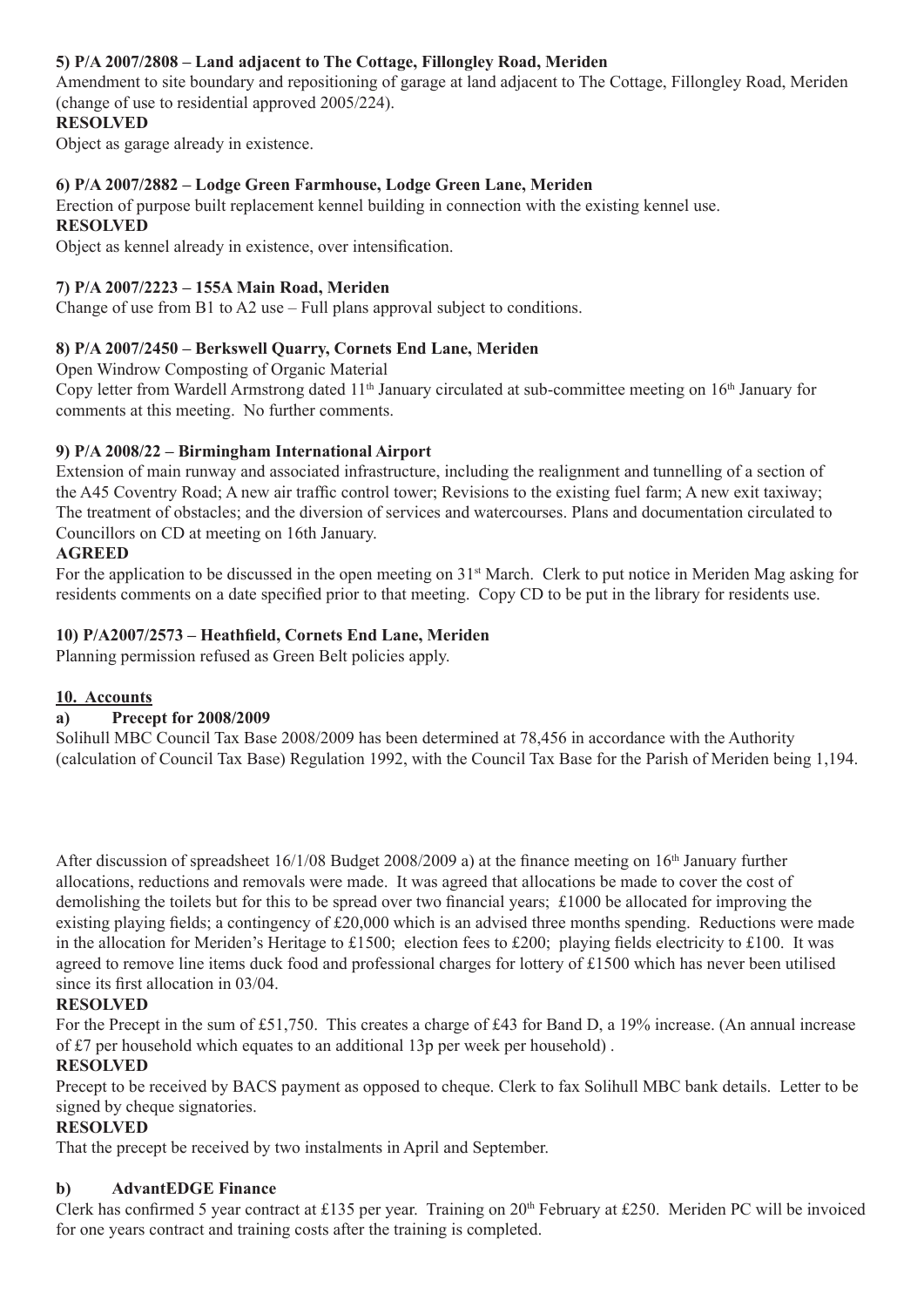**5) P/A 2007/2808 – Land adjacent to The Cottage, Fillongley Road, Meriden**

Amendment to site boundary and repositioning of garage at land adjacent to The Cottage, Fillongley Road, Meriden (change of use to residential approved 2005/224).

**RESOLVED**

Object as garage already in existence.

**6) P/A 2007/2882 – Lodge Green Farmhouse, Lodge Green Lane, Meriden**

Erection of purpose built replacement kennel building in connection with the existing kennel use.

**RESOLVED**

Object as kennel already in existence, over intensification.

**7) P/A 2007/2223 – 155A Main Road, Meriden**

Change of use from B1 to A2 use – Full plans approval subject to conditions.

**8) P/A 2007/2450 – Berkswell Quarry, Cornets End Lane, Meriden**

Open Windrow Composting of Organic Material

Copy letter from Wardell Armstrong dated 11th January circulated at sub-committee meeting on 16th January for comments at this meeting. No further comments.

**9) P/A 2008/22 – Birmingham International Airport**

Extension of main runway and associated infrastructure, including the realignment and tunnelling of a section of the A45 Coventry Road; A new air traffic control tower; Revisions to the existing fuel farm; A new exit taxiway; The treatment of obstacles; and the diversion of services and watercourses. Plans and documentation circulated to Councillors on CD at meeting on 16th January.

**AGREED**

For the application to be discussed in the open meeting on 31st March. Clerk to put notice in Meriden Mag asking for residents comments on a date specified prior to that meeting. Copy CD to be put in the library for residents use.

**10) P/A2007/2573 – Heathfield, Cornets End Lane, Meriden**

Planning permission refused as Green Belt policies apply.

## 10. Accounts

### a) Precept for 2008/2009

Solihull MBC Council Tax Base 2008/2009 has been determined at 78,456 in accordance with the Authority (calculation of Council Tax Base) Regulation 1992, with the Council Tax Base for the Parish of Meriden being 1,194.

After discussion of spreadsheet 16/1/08 Budget 2008/2009 a) at the finance meeting on 16th January further allocations, reductions and removals were made. It was agreed that allocations be made to cover the cost of demolishing the toilets but for this to be spread over two financial years; £1000 be allocated for improving the existing playing fields; a contingency of £20,000 which is an advised three months spending. Reductions were made in the allocation for Meriden's Heritage to £1500; election fees to £200; playing fields electricity to £100. It was agreed to remove line items duck food and professional charges for lottery of £1500 which has never been utilised since its first allocation in 03/04.

**RESOLVED**

For the Precept in the sum of £51,750. This creates a charge of £43 for Band D, a 19% increase. (An annual increase of £7 per household which equates to an additional 13p per week per household) .

**RESOLVED**

Precept to be received by BACS payment as opposed to cheque. Clerk to fax Solihull MBC bank details. Letter to be signed by cheque signatories.

**RESOLVED**

That the precept be received by two instalments in April and September.

### b) AdvantEDGE Finance

Clerk has confirmed 5 year contract at £135 per year. Training on 20th February at £250. Meriden PC will be invoiced for one years contract and training costs after the training is completed.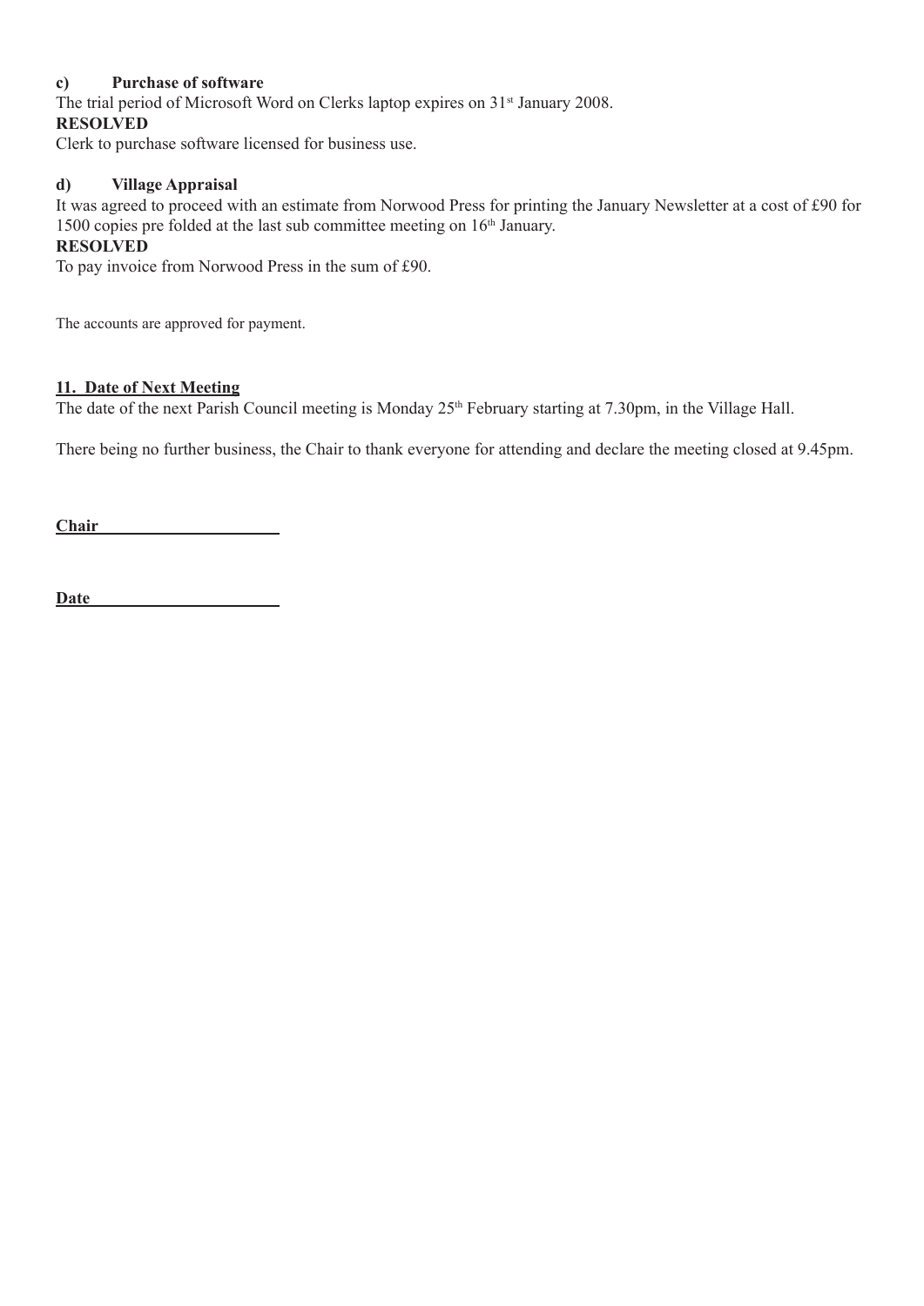**c) Purchase of software**

The trial period of Microsoft Word on Clerks laptop expires on 31st January 2008.

**RESOLVED**

Clerk to purchase software licensed for business use.

**d) Village Appraisal**

It was agreed to proceed with an estimate from Norwood Press for printing the January Newsletter at a cost of £90 for 1500 copies pre folded at the last sub committee meeting on 16th January.

**RESOLVED**

To pay invoice from Norwood Press in the sum of £90.

The accounts are approved for payment.

**11. Date of Next Meeting**

The date of the next Parish Council meeting is Monday 25th February starting at 7.30pm, in the Village Hall.

There being no further business, the Chair to thank everyone for attending and declare the meeting closed at 9.45pm.

**Chair**\_\_\_\_\_\_\_\_\_\_\_\_\_\_\_\_\_\_\_\_

**Date**\_\_\_\_\_\_\_\_\_\_\_\_\_\_\_\_\_\_\_\_